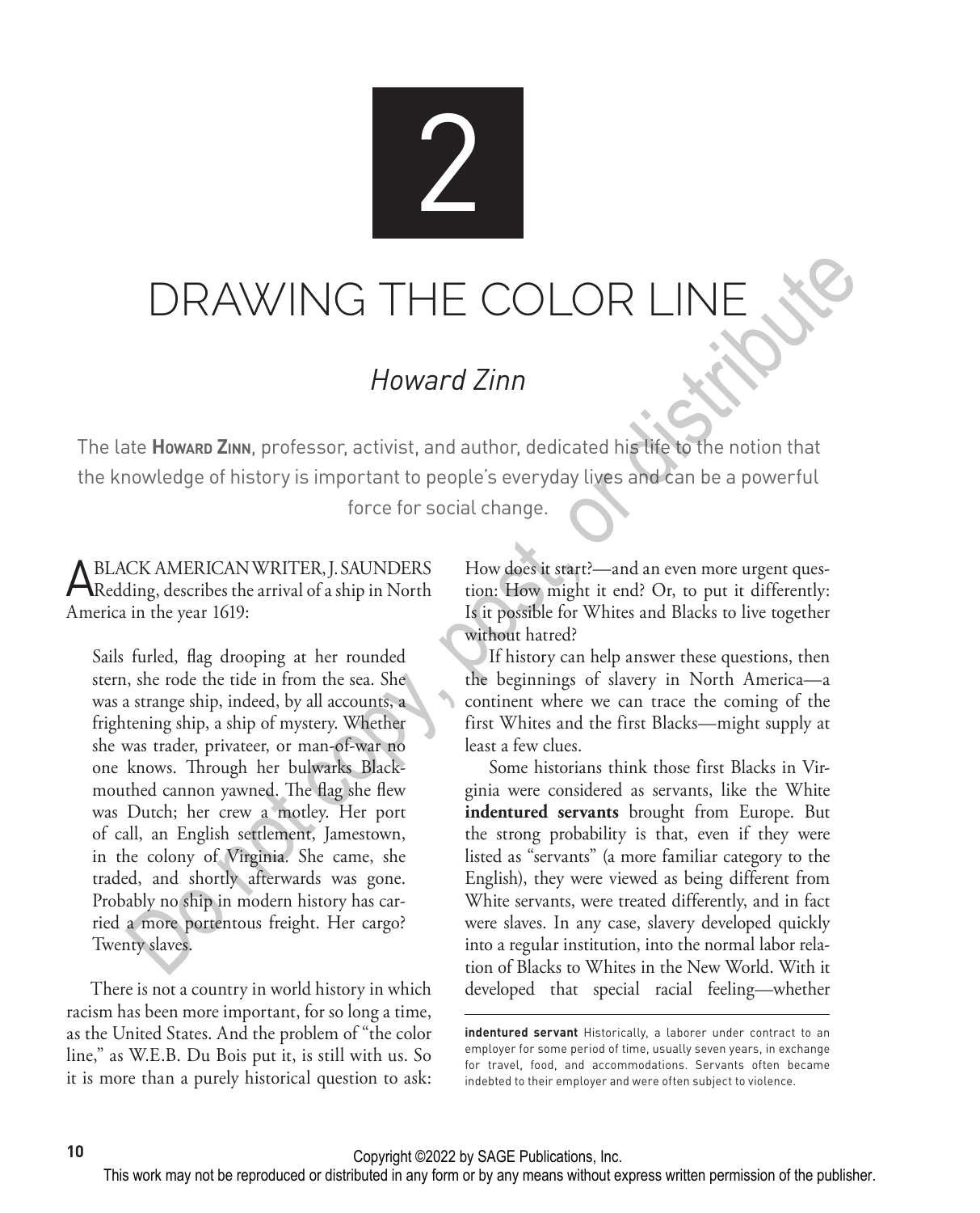# 2

# DRAWING THE COLOR LINE

## *Howard Zinn*

The late **Howard Zinn**, professor, activist, and author, dedicated his life to the notion that the knowledge of history is important to people's everyday lives and can be a powerful force for social change.

A BLACK AMERICAN WRITER, J. SAUNDERS Redding, describes the arrival of a ship in North America in the year 1619:

> Sails furled, flag drooping at her rounded stern, she rode the tide in from the sea. She was a strange ship, indeed, by all accounts, a frightening ship, a ship of mystery. Whether she was trader, privateer, or man-of-war no one knows. Through her bulwarks Black-mouthed cannon yawned. The flag she flew was Dutch; her crew a motley. Her port of call, an English settlement, Jamestown, in the colony of Virginia. She came, she traded, and shortly afterwards was gone. Probably no ship in modern history has carried a more portentous freight. Her cargo? Twenty slaves.

There is not a country in world history in which racism has been more important, for so long a time, as the United States. And the problem of "the color line," as W.E.B. Du Bois put it, is still with us. So it is more than a purely historical question to ask: How does it start?—and an even more urgent question: How might it end? Or, to put it differently: Is it possible for Whites and Blacks to live together without hatred?

If history can help answer these questions, then the beginnings of slavery in North America—a continent where we can trace the coming of the first Whites and the first Blacks—might supply at least a few clues.

Some historians think those first Blacks in Virginia were considered as servants, like the White **indentured servants** brought from Europe. But the strong probability is that, even if they were listed as "servants" (a more familiar category to the English), they were viewed as being different from White servants, were treated differently, and in fact were slaves. In any case, slavery developed quickly into a regular institution, into the normal labor relation of Blacks to Whites in the New World. With it developed that special racial feeling—whether

---

**indentured servant** Historically, a laborer under contract to an employer for some period of time, usually seven years, in exchange for travel, food, and accommodations. Servants often became indebted to their employer and were often subject to violence.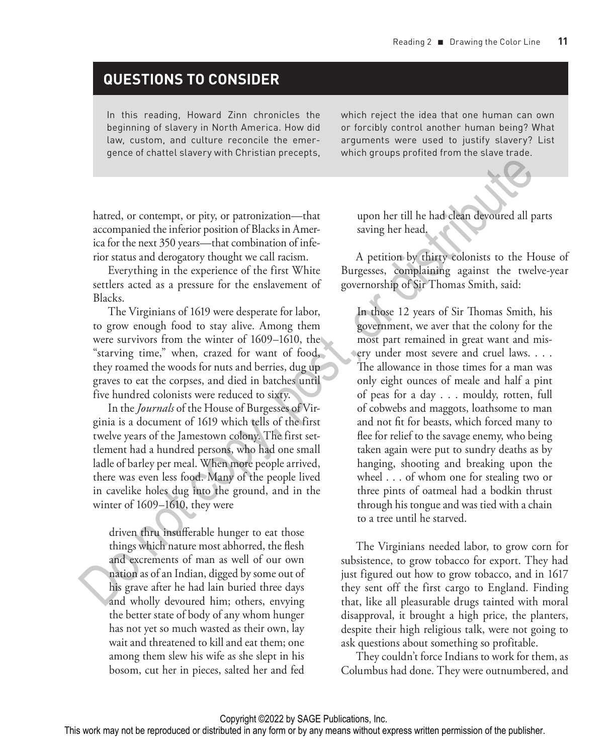## QUESTIONS TO CONSIDER

In this reading, Howard Zinn chronicles the beginning of slavery in North America. How did law, custom, and culture reconcile the emergence of chattel slavery with Christian precepts, which reject the idea that one human can own or forcibly control another human being? What arguments were used to justify slavery? List which groups profited from the slave trade.

hatred, or contempt, or pity, or patronization—that accompanied the inferior position of Blacks in America for the next 350 years—that combination of inferior status and derogatory thought we call racism.

Everything in the experience of the first White settlers acted as a pressure for the enslavement of Blacks.

The Virginians of 1619 were desperate for labor, to grow enough food to stay alive. Among them were survivors from the winter of 1609–1610, the "starving time," when, crazed for want of food, they roamed the woods for nuts and berries, dug up graves to eat the corpses, and died in batches until five hundred colonists were reduced to sixty.

In the *Journals* of the House of Burgesses of Virginia is a document of 1619 which tells of the first twelve years of the Jamestown colony. The first settlement had a hundred persons, who had one small ladle of barley per meal. When more people arrived, there was even less food. Many of the people lived in cavelike holes dug into the ground, and in the winter of 1609–1610, they were

> driven thru insufferable hunger to eat those things which nature most abhorred, the flesh and excrements of man as well of our own nation as of an Indian, digged by some out of his grave after he had lain buried three days and wholly devoured him; others, envying the better state of body of any whom hunger has not yet so much wasted as their own, lay wait and threatened to kill and eat them; one among them slew his wife as she slept in his bosom, cut her in pieces, salted her and fed upon her till he had clean devoured all parts saving her head.

A petition by thirty colonists to the House of Burgesses, complaining against the twelve-year governorship of Sir Thomas Smith, said:

> In those 12 years of Sir Thomas Smith, his government, we aver that the colony for the most part remained in great want and misery under most severe and cruel laws. . . . The allowance in those times for a man was only eight ounces of meale and half a pint of peas for a day . . . mouldy, rotten, full of cobwebs and maggots, loathsome to man and not fit for beasts, which forced many to flee for relief to the savage enemy, who being taken again were put to sundry deaths as by hanging, shooting and breaking upon the wheel . . . of whom one for stealing two or three pints of oatmeal had a bodkin thrust through his tongue and was tied with a chain to a tree until he starved.

The Virginians needed labor, to grow corn for subsistence, to grow tobacco for export. They had just figured out how to grow tobacco, and in 1617 they sent off the first cargo to England. Finding that, like all pleasurable drugs tainted with moral disapproval, it brought a high price, the planters, despite their high religious talk, were not going to ask questions about something so profitable.

They couldn't force Indians to work for them, as Columbus had done. They were outnumbered, and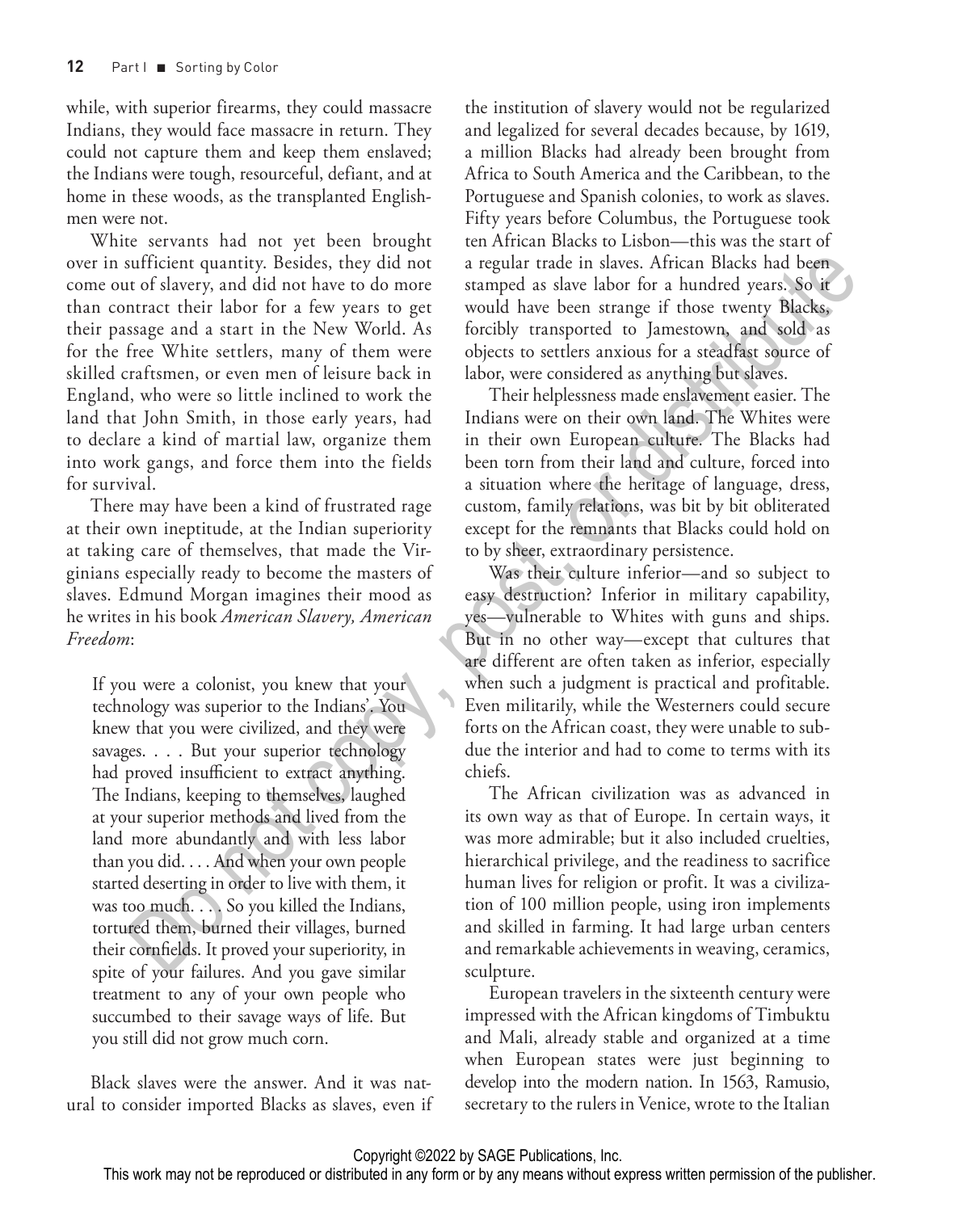while, with superior firearms, they could massacre Indians, they would face massacre in return. They could not capture them and keep them enslaved; the Indians were tough, resourceful, defiant, and at home in these woods, as the transplanted Englishmen were not.

White servants had not yet been brought over in sufficient quantity. Besides, they did not come out of slavery, and did not have to do more than contract their labor for a few years to get their passage and a start in the New World. As for the free White settlers, many of them were skilled craftsmen, or even men of leisure back in England, who were so little inclined to work the land that John Smith, in those early years, had to declare a kind of martial law, organize them into work gangs, and force them into the fields for survival.

There may have been a kind of frustrated rage at their own ineptitude, at the Indian superiority at taking care of themselves, that made the Virginians especially ready to become the masters of slaves. Edmund Morgan imagines their mood as he writes in his book *American Slavery, American Freedom*:

> If you were a colonist, you knew that your technology was superior to the Indians'. You knew that you were civilized, and they were savages. . . . But your superior technology had proved insufficient to extract anything. The Indians, keeping to themselves, laughed at your superior methods and lived from the land more abundantly and with less labor than you did. . . . And when your own people started deserting in order to live with them, it was too much. . . . So you killed the Indians, tortured them, burned their villages, burned their cornfields. It proved your superiority, in spite of your failures. And you gave similar treatment to any of your own people who succumbed to their savage ways of life. But you still did not grow much corn.

Black slaves were the answer. And it was natural to consider imported Blacks as slaves, even if the institution of slavery would not be regularized and legalized for several decades because, by 1619, a million Blacks had already been brought from Africa to South America and the Caribbean, to the Portuguese and Spanish colonies, to work as slaves. Fifty years before Columbus, the Portuguese took ten African Blacks to Lisbon—this was the start of a regular trade in slaves. African Blacks had been stamped as slave labor for a hundred years. So it would have been strange if those twenty Blacks, forcibly transported to Jamestown, and sold as objects to settlers anxious for a steadfast source of labor, were considered as anything but slaves.

Their helplessness made enslavement easier. The Indians were on their own land. The Whites were in their own European culture. The Blacks had been torn from their land and culture, forced into a situation where the heritage of language, dress, custom, family relations, was bit by bit obliterated except for the remnants that Blacks could hold on to by sheer, extraordinary persistence.

Was their culture inferior—and so subject to easy destruction? Inferior in military capability, yes—vulnerable to Whites with guns and ships. But in no other way—except that cultures that are different are often taken as inferior, especially when such a judgment is practical and profitable. Even militarily, while the Westerners could secure forts on the African coast, they were unable to subdue the interior and had to come to terms with its chiefs.

The African civilization was as advanced in its own way as that of Europe. In certain ways, it was more admirable; but it also included cruelties, hierarchical privilege, and the readiness to sacrifice human lives for religion or profit. It was a civilization of 100 million people, using iron implements and skilled in farming. It had large urban centers and remarkable achievements in weaving, ceramics, sculpture.

European travelers in the sixteenth century were impressed with the African kingdoms of Timbuktu and Mali, already stable and organized at a time when European states were just beginning to develop into the modern nation. In 1563, Ramusio, secretary to the rulers in Venice, wrote to the Italian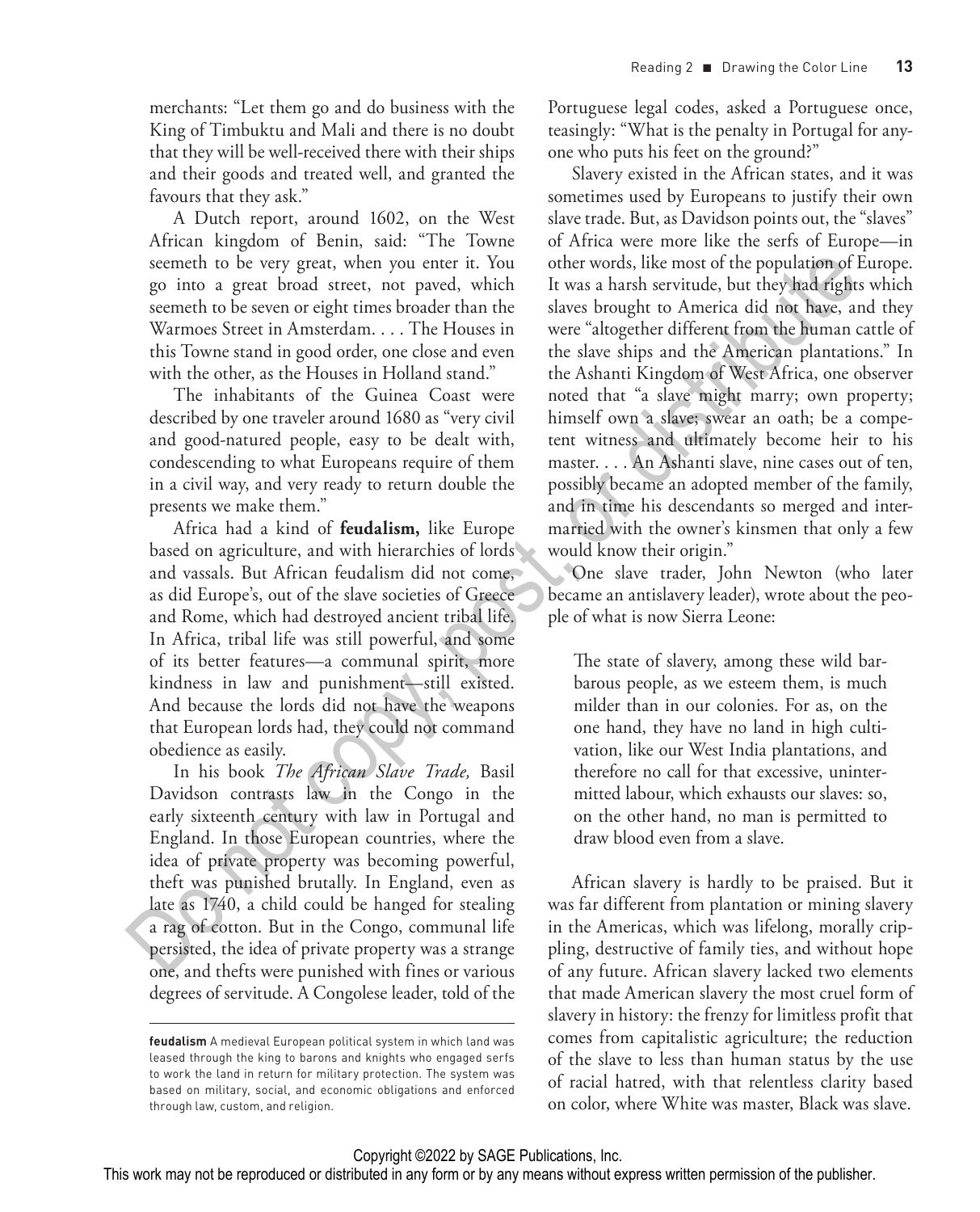merchants: "Let them go and do business with the King of Timbuktu and Mali and there is no doubt that they will be well-received there with their ships and their goods and treated well, and granted the favours that they ask."

A Dutch report, around 1602, on the West African kingdom of Benin, said: "The Towne seemeth to be very great, when you enter it. You go into a great broad street, not paved, which seemeth to be seven or eight times broader than the Warmoes Street in Amsterdam. . . . The Houses in this Towne stand in good order, one close and even with the other, as the Houses in Holland stand."

The inhabitants of the Guinea Coast were described by one traveler around 1680 as "very civil and good-natured people, easy to be dealt with, condescending to what Europeans require of them in a civil way, and very ready to return double the presents we make them."

Africa had a kind of **feudalism,** like Europe based on agriculture, and with hierarchies of lords and vassals. But African feudalism did not come, as did Europe's, out of the slave societies of Greece and Rome, which had destroyed ancient tribal life. In Africa, tribal life was still powerful, and some of its better features—a communal spirit, more kindness in law and punishment—still existed. And because the lords did not have the weapons that European lords had, they could not command obedience as easily.

In his book *The African Slave Trade,* Basil Davidson contrasts law in the Congo in the early sixteenth century with law in Portugal and England. In those European countries, where the idea of private property was becoming powerful, theft was punished brutally. In England, even as late as 1740, a child could be hanged for stealing a rag of cotton. But in the Congo, communal life persisted, the idea of private property was a strange one, and thefts were punished with fines or various degrees of servitude. A Congolese leader, told of the Portuguese legal codes, asked a Portuguese once, teasingly: "What is the penalty in Portugal for anyone who puts his feet on the ground?"

Slavery existed in the African states, and it was sometimes used by Europeans to justify their own slave trade. But, as Davidson points out, the "slaves" of Africa were more like the serfs of Europe—in other words, like most of the population of Europe. It was a harsh servitude, but they had rights which slaves brought to America did not have, and they were "altogether different from the human cattle of the slave ships and the American plantations." In the Ashanti Kingdom of West Africa, one observer noted that "a slave might marry; own property; himself own a slave; swear an oath; be a competent witness and ultimately become heir to his master. . . . An Ashanti slave, nine cases out of ten, possibly became an adopted member of the family, and in time his descendants so merged and intermarried with the owner's kinsmen that only a few would know their origin."

One slave trader, John Newton (who later became an antislavery leader), wrote about the people of what is now Sierra Leone:

> The state of slavery, among these wild barbarous people, as we esteem them, is much milder than in our colonies. For as, on the one hand, they have no land in high cultivation, like our West India plantations, and therefore no call for that excessive, unintermitted labour, which exhausts our slaves: so, on the other hand, no man is permitted to draw blood even from a slave.

African slavery is hardly to be praised. But it was far different from plantation or mining slavery in the Americas, which was lifelong, morally crippling, destructive of family ties, and without hope of any future. African slavery lacked two elements that made American slavery the most cruel form of slavery in history: the frenzy for limitless profit that comes from capitalistic agriculture; the reduction of the slave to less than human status by the use of racial hatred, with that relentless clarity based on color, where White was master, Black was slave.

---

**feudalism** A medieval European political system in which land was leased through the king to barons and knights who engaged serfs to work the land in return for military protection. The system was based on military, social, and economic obligations and enforced through law, custom, and religion.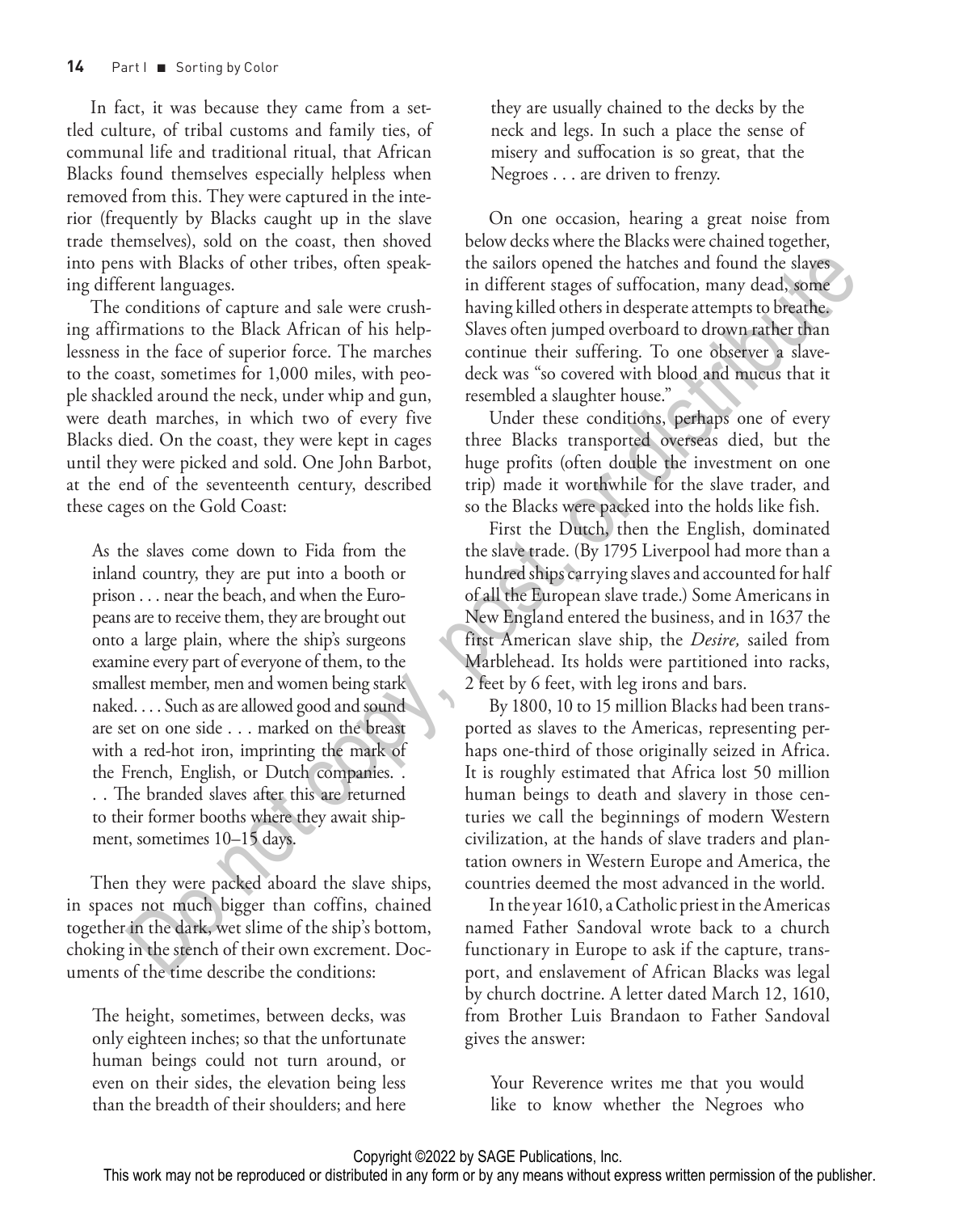In fact, it was because they came from a settled culture, of tribal customs and family ties, of communal life and traditional ritual, that African Blacks found themselves especially helpless when removed from this. They were captured in the interior (frequently by Blacks caught up in the slave trade themselves), sold on the coast, then shoved into pens with Blacks of other tribes, often speaking different languages.

The conditions of capture and sale were crushing affirmations to the Black African of his helplessness in the face of superior force. The marches to the coast, sometimes for 1,000 miles, with people shackled around the neck, under whip and gun, were death marches, in which two of every five Blacks died. On the coast, they were kept in cages until they were picked and sold. One John Barbot, at the end of the seventeenth century, described these cages on the Gold Coast:

> As the slaves come down to Fida from the inland country, they are put into a booth or prison . . . near the beach, and when the Europeans are to receive them, they are brought out onto a large plain, where the ship's surgeons examine every part of everyone of them, to the smallest member, men and women being stark naked. . . . Such as are allowed good and sound are set on one side . . . marked on the breast with a red-hot iron, imprinting the mark of the French, English, or Dutch companies. . . . The branded slaves after this are returned to their former booths where they await shipment, sometimes 10–15 days.

Then they were packed aboard the slave ships, in spaces not much bigger than coffins, chained together in the dark, wet slime of the ship's bottom, choking in the stench of their own excrement. Documents of the time describe the conditions:

> The height, sometimes, between decks, was only eighteen inches; so that the unfortunate human beings could not turn around, or even on their sides, the elevation being less than the breadth of their shoulders; and here they are usually chained to the decks by the neck and legs. In such a place the sense of misery and suffocation is so great, that the Negroes . . . are driven to frenzy.

On one occasion, hearing a great noise from below decks where the Blacks were chained together, the sailors opened the hatches and found the slaves in different stages of suffocation, many dead, some having killed others in desperate attempts to breathe. Slaves often jumped overboard to drown rather than continue their suffering. To one observer a slave-deck was "so covered with blood and mucus that it resembled a slaughter house."

Under these conditions, perhaps one of every three Blacks transported overseas died, but the huge profits (often double the investment on one trip) made it worthwhile for the slave trader, and so the Blacks were packed into the holds like fish.

First the Dutch, then the English, dominated the slave trade. (By 1795 Liverpool had more than a hundred ships carrying slaves and accounted for half of all the European slave trade.) Some Americans in New England entered the business, and in 1637 the first American slave ship, the *Desire,* sailed from Marblehead. Its holds were partitioned into racks, 2 feet by 6 feet, with leg irons and bars.

By 1800, 10 to 15 million Blacks had been transported as slaves to the Americas, representing perhaps one-third of those originally seized in Africa. It is roughly estimated that Africa lost 50 million human beings to death and slavery in those centuries we call the beginnings of modern Western civilization, at the hands of slave traders and plantation owners in Western Europe and America, the countries deemed the most advanced in the world.

In the year 1610, a Catholic priest in the Americas named Father Sandoval wrote back to a church functionary in Europe to ask if the capture, transport, and enslavement of African Blacks was legal by church doctrine. A letter dated March 12, 1610, from Brother Luis Brandaon to Father Sandoval gives the answer:

> Your Reverence writes me that you would like to know whether the Negroes who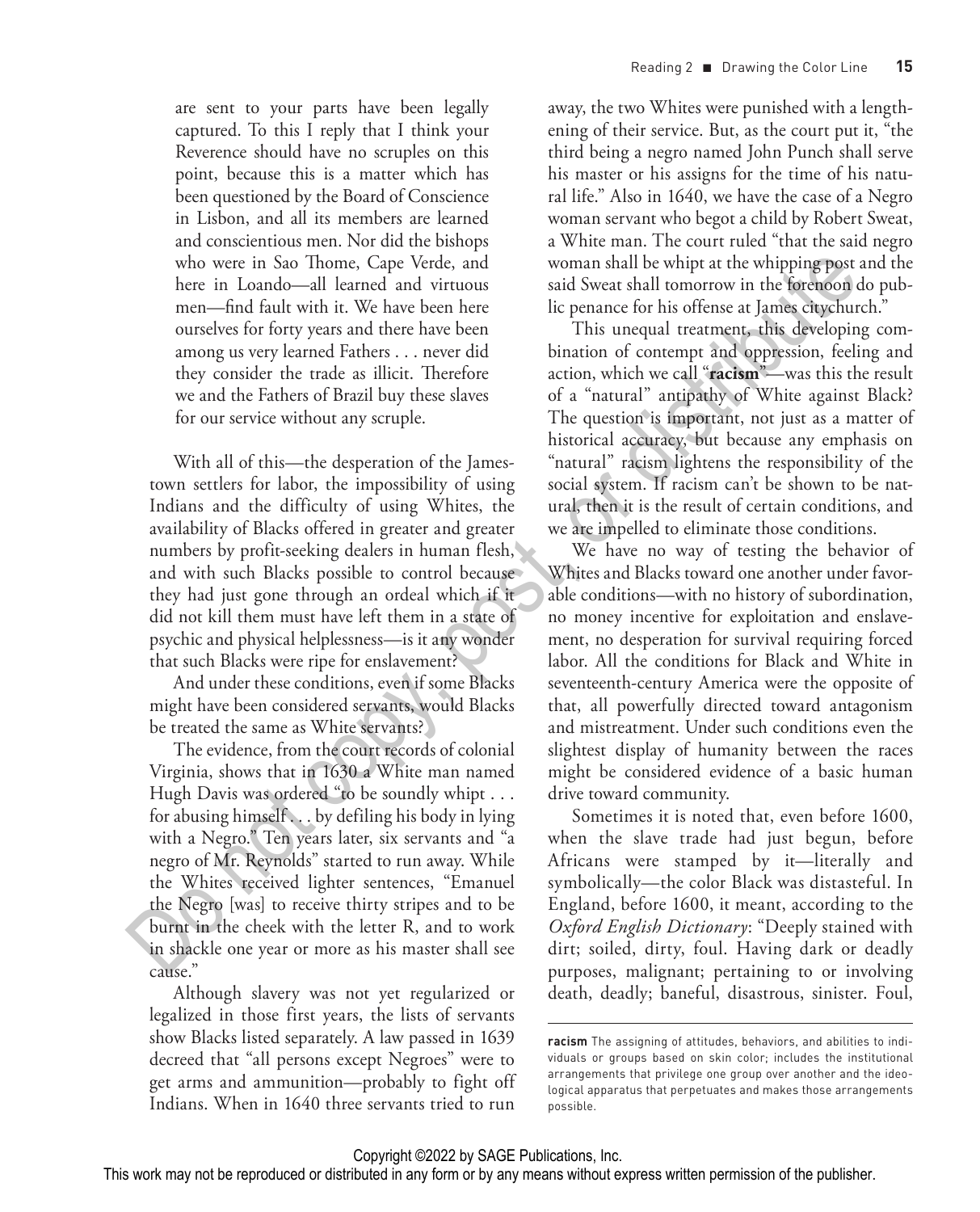are sent to your parts have been legally captured. To this I reply that I think your Reverence should have no scruples on this point, because this is a matter which has been questioned by the Board of Conscience in Lisbon, and all its members are learned and conscientious men. Nor did the bishops who were in Sao Thome, Cape Verde, and here in Loando—all learned and virtuous men—find fault with it. We have been here ourselves for forty years and there have been among us very learned Fathers . . . never did they consider the trade as illicit. Therefore we and the Fathers of Brazil buy these slaves for our service without any scruple.

With all of this—the desperation of the Jamestown settlers for labor, the impossibility of using Indians and the difficulty of using Whites, the availability of Blacks offered in greater and greater numbers by profit-seeking dealers in human flesh, and with such Blacks possible to control because they had just gone through an ordeal which if it did not kill them must have left them in a state of psychic and physical helplessness—is it any wonder that such Blacks were ripe for enslavement?

And under these conditions, even if some Blacks might have been considered servants, would Blacks be treated the same as White servants?

The evidence, from the court records of colonial Virginia, shows that in 1630 a White man named Hugh Davis was ordered "to be soundly whipt . . . for abusing himself . . . by defiling his body in lying with a Negro." Ten years later, six servants and "a negro of Mr. Reynolds" started to run away. While the Whites received lighter sentences, "Emanuel the Negro [was] to receive thirty stripes and to be burnt in the cheek with the letter R, and to work in shackle one year or more as his master shall see cause."

Although slavery was not yet regularized or legalized in those first years, the lists of servants show Blacks listed separately. A law passed in 1639 decreed that "all persons except Negroes" were to get arms and ammunition—probably to fight off Indians. When in 1640 three servants tried to run away, the two Whites were punished with a lengthening of their service. But, as the court put it, "the third being a negro named John Punch shall serve his master or his assigns for the time of his natural life." Also in 1640, we have the case of a Negro woman servant who begot a child by Robert Sweat, a White man. The court ruled "that the said negro woman shall be whipt at the whipping post and the said Sweat shall tomorrow in the forenoon do public penance for his offense at James citychurch."

This unequal treatment, this developing combination of contempt and oppression, feeling and action, which we call "**racism**"—was this the result of a "natural" antipathy of White against Black? The question is important, not just as a matter of historical accuracy, but because any emphasis on "natural" racism lightens the responsibility of the social system. If racism can't be shown to be natural, then it is the result of certain conditions, and we are impelled to eliminate those conditions.

We have no way of testing the behavior of Whites and Blacks toward one another under favorable conditions—with no history of subordination, no money incentive for exploitation and enslavement, no desperation for survival requiring forced labor. All the conditions for Black and White in seventeenth-century America were the opposite of that, all powerfully directed toward antagonism and mistreatment. Under such conditions even the slightest display of humanity between the races might be considered evidence of a basic human drive toward community.

Sometimes it is noted that, even before 1600, when the slave trade had just begun, before Africans were stamped by it—literally and symbolically—the color Black was distasteful. In England, before 1600, it meant, according to the *Oxford English Dictionary*: "Deeply stained with dirt; soiled, dirty, foul. Having dark or deadly purposes, malignant; pertaining to or involving death, deadly; baneful, disastrous, sinister. Foul,

---

**racism** The assigning of attitudes, behaviors, and abilities to individuals or groups based on skin color; includes the institutional arrangements that privilege one group over another and the ideological apparatus that perpetuates and makes those arrangements possible.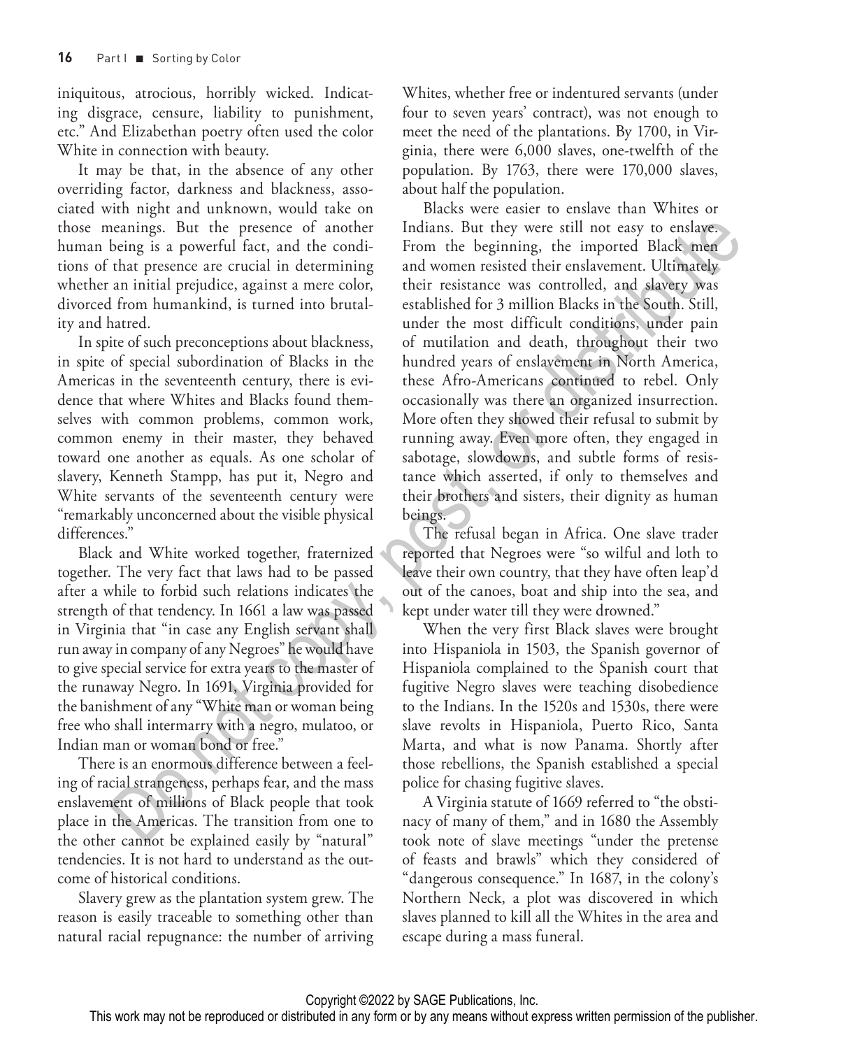iniquitous, atrocious, horribly wicked. Indicating disgrace, censure, liability to punishment, etc." And Elizabethan poetry often used the color White in connection with beauty.

It may be that, in the absence of any other overriding factor, darkness and blackness, associated with night and unknown, would take on those meanings. But the presence of another human being is a powerful fact, and the conditions of that presence are crucial in determining whether an initial prejudice, against a mere color, divorced from humankind, is turned into brutality and hatred.

In spite of such preconceptions about blackness, in spite of special subordination of Blacks in the Americas in the seventeenth century, there is evidence that where Whites and Blacks found themselves with common problems, common work, common enemy in their master, they behaved toward one another as equals. As one scholar of slavery, Kenneth Stampp, has put it, Negro and White servants of the seventeenth century were "remarkably unconcerned about the visible physical differences."

Black and White worked together, fraternized together. The very fact that laws had to be passed after a while to forbid such relations indicates the strength of that tendency. In 1661 a law was passed in Virginia that "in case any English servant shall run away in company of any Negroes" he would have to give special service for extra years to the master of the runaway Negro. In 1691, Virginia provided for the banishment of any "White man or woman being free who shall intermarry with a negro, mulatoo, or Indian man or woman bond or free."

There is an enormous difference between a feeling of racial strangeness, perhaps fear, and the mass enslavement of millions of Black people that took place in the Americas. The transition from one to the other cannot be explained easily by "natural" tendencies. It is not hard to understand as the outcome of historical conditions.

Slavery grew as the plantation system grew. The reason is easily traceable to something other than natural racial repugnance: the number of arriving Whites, whether free or indentured servants (under four to seven years' contract), was not enough to meet the need of the plantations. By 1700, in Virginia, there were 6,000 slaves, one-twelfth of the population. By 1763, there were 170,000 slaves, about half the population.

Blacks were easier to enslave than Whites or Indians. But they were still not easy to enslave. From the beginning, the imported Black men and women resisted their enslavement. Ultimately their resistance was controlled, and slavery was established for 3 million Blacks in the South. Still, under the most difficult conditions, under pain of mutilation and death, throughout their two hundred years of enslavement in North America, these Afro-Americans continued to rebel. Only occasionally was there an organized insurrection. More often they showed their refusal to submit by running away. Even more often, they engaged in sabotage, slowdowns, and subtle forms of resistance which asserted, if only to themselves and their brothers and sisters, their dignity as human beings.

The refusal began in Africa. One slave trader reported that Negroes were "so wilful and loth to leave their own country, that they have often leap'd out of the canoes, boat and ship into the sea, and kept under water till they were drowned."

When the very first Black slaves were brought into Hispaniola in 1503, the Spanish governor of Hispaniola complained to the Spanish court that fugitive Negro slaves were teaching disobedience to the Indians. In the 1520s and 1530s, there were slave revolts in Hispaniola, Puerto Rico, Santa Marta, and what is now Panama. Shortly after those rebellions, the Spanish established a special police for chasing fugitive slaves.

A Virginia statute of 1669 referred to "the obstinacy of many of them," and in 1680 the Assembly took note of slave meetings "under the pretense of feasts and brawls" which they considered of "dangerous consequence." In 1687, in the colony's Northern Neck, a plot was discovered in which slaves planned to kill all the Whites in the area and escape during a mass funeral.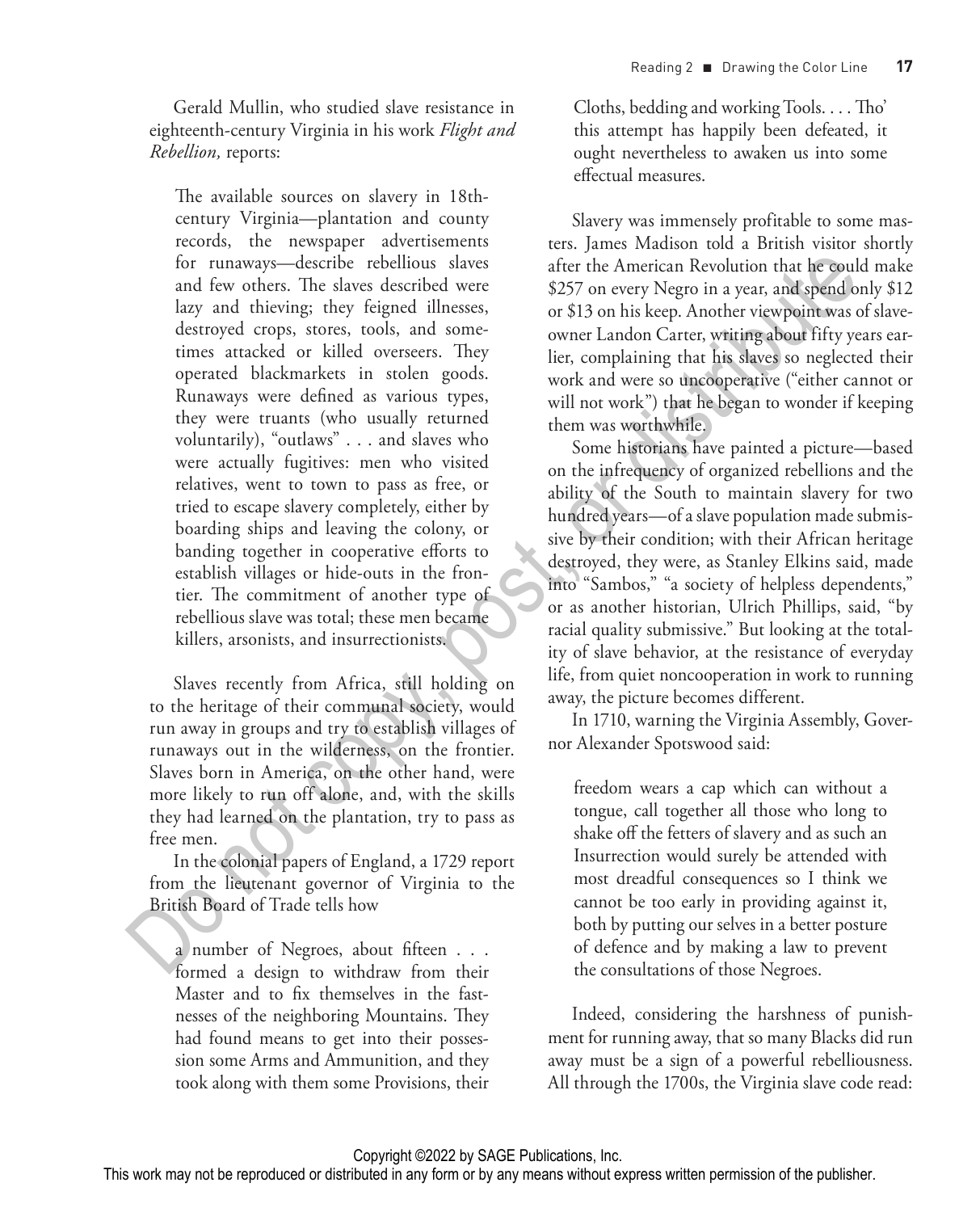Gerald Mullin, who studied slave resistance in eighteenth-century Virginia in his work *Flight and Rebellion,* reports:

> The available sources on slavery in 18th-century Virginia—plantation and county records, the newspaper advertisements for runaways—describe rebellious slaves and few others. The slaves described were lazy and thieving; they feigned illnesses, destroyed crops, stores, tools, and sometimes attacked or killed overseers. They operated blackmarkets in stolen goods. Runaways were defined as various types, they were truants (who usually returned voluntarily), "outlaws" . . . and slaves who were actually fugitives: men who visited relatives, went to town to pass as free, or tried to escape slavery completely, either by boarding ships and leaving the colony, or banding together in cooperative efforts to establish villages or hide-outs in the frontier. The commitment of another type of rebellious slave was total; these men became killers, arsonists, and insurrectionists.

Slaves recently from Africa, still holding on to the heritage of their communal society, would run away in groups and try to establish villages of runaways out in the wilderness, on the frontier. Slaves born in America, on the other hand, were more likely to run off alone, and, with the skills they had learned on the plantation, try to pass as free men.

In the colonial papers of England, a 1729 report from the lieutenant governor of Virginia to the British Board of Trade tells how

> a number of Negroes, about fifteen . . . formed a design to withdraw from their Master and to fix themselves in the fastnesses of the neighboring Mountains. They had found means to get into their possession some Arms and Ammunition, and they took along with them some Provisions, their Cloths, bedding and working Tools. . . . Tho' this attempt has happily been defeated, it ought nevertheless to awaken us into some effectual measures.

Slavery was immensely profitable to some masters. James Madison told a British visitor shortly after the American Revolution that he could make $257 on every Negro in a year, and spend only $12 or $13 on his keep. Another viewpoint was of slaveowner Landon Carter, writing about fifty years earlier, complaining that his slaves so neglected their work and were so uncooperative ("either cannot or will not work") that he began to wonder if keeping them was worthwhile.

Some historians have painted a picture—based on the infrequency of organized rebellions and the ability of the South to maintain slavery for two hundred years—of a slave population made submissive by their condition; with their African heritage destroyed, they were, as Stanley Elkins said, made into "Sambos," "a society of helpless dependents," or as another historian, Ulrich Phillips, said, "by racial quality submissive." But looking at the totality of slave behavior, at the resistance of everyday life, from quiet noncooperation in work to running away, the picture becomes different.

In 1710, warning the Virginia Assembly, Governor Alexander Spotswood said:

> freedom wears a cap which can without a tongue, call together all those who long to shake off the fetters of slavery and as such an Insurrection would surely be attended with most dreadful consequences so I think we cannot be too early in providing against it, both by putting our selves in a better posture of defence and by making a law to prevent the consultations of those Negroes.

Indeed, considering the harshness of punishment for running away, that so many Blacks did run away must be a sign of a powerful rebelliousness. All through the 1700s, the Virginia slave code read: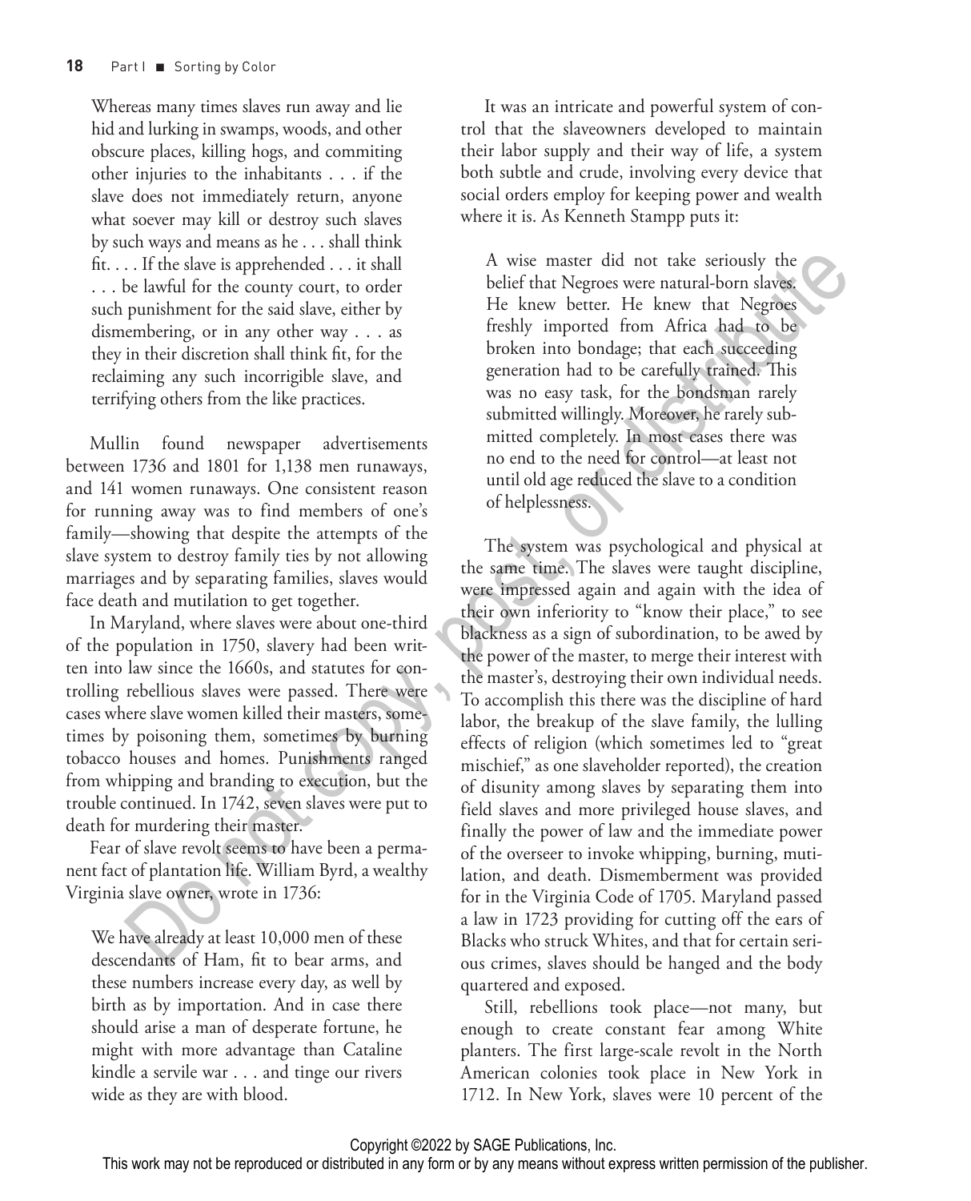> Whereas many times slaves run away and lie hid and lurking in swamps, woods, and other obscure places, killing hogs, and commiting other injuries to the inhabitants . . . if the slave does not immediately return, anyone what soever may kill or destroy such slaves by such ways and means as he . . . shall think fit. . . . If the slave is apprehended . . . it shall . . . be lawful for the county court, to order such punishment for the said slave, either by dismembering, or in any other way . . . as they in their discretion shall think fit, for the reclaiming any such incorrigible slave, and terrifying others from the like practices.

Mullin found newspaper advertisements between 1736 and 1801 for 1,138 men runaways, and 141 women runaways. One consistent reason for running away was to find members of one's family—showing that despite the attempts of the slave system to destroy family ties by not allowing marriages and by separating families, slaves would face death and mutilation to get together.

In Maryland, where slaves were about one-third of the population in 1750, slavery had been written into law since the 1660s, and statutes for controlling rebellious slaves were passed. There were cases where slave women killed their masters, sometimes by poisoning them, sometimes by burning tobacco houses and homes. Punishments ranged from whipping and branding to execution, but the trouble continued. In 1742, seven slaves were put to death for murdering their master.

Fear of slave revolt seems to have been a permanent fact of plantation life. William Byrd, a wealthy Virginia slave owner, wrote in 1736:

> We have already at least 10,000 men of these descendants of Ham, fit to bear arms, and these numbers increase every day, as well by birth as by importation. And in case there should arise a man of desperate fortune, he might with more advantage than Cataline kindle a servile war . . . and tinge our rivers wide as they are with blood.

It was an intricate and powerful system of control that the slaveowners developed to maintain their labor supply and their way of life, a system both subtle and crude, involving every device that social orders employ for keeping power and wealth where it is. As Kenneth Stampp puts it:

> A wise master did not take seriously the belief that Negroes were natural-born slaves. He knew better. He knew that Negroes freshly imported from Africa had to be broken into bondage; that each succeeding generation had to be carefully trained. This was no easy task, for the bondsman rarely submitted willingly. Moreover, he rarely submitted completely. In most cases there was no end to the need for control—at least not until old age reduced the slave to a condition of helplessness.

The system was psychological and physical at the same time. The slaves were taught discipline, were impressed again and again with the idea of their own inferiority to "know their place," to see blackness as a sign of subordination, to be awed by the power of the master, to merge their interest with the master's, destroying their own individual needs. To accomplish this there was the discipline of hard labor, the breakup of the slave family, the lulling effects of religion (which sometimes led to "great mischief," as one slaveholder reported), the creation of disunity among slaves by separating them into field slaves and more privileged house slaves, and finally the power of law and the immediate power of the overseer to invoke whipping, burning, mutilation, and death. Dismemberment was provided for in the Virginia Code of 1705. Maryland passed a law in 1723 providing for cutting off the ears of Blacks who struck Whites, and that for certain serious crimes, slaves should be hanged and the body quartered and exposed.

Still, rebellions took place—not many, but enough to create constant fear among White planters. The first large-scale revolt in the North American colonies took place in New York in 1712. In New York, slaves were 10 percent of the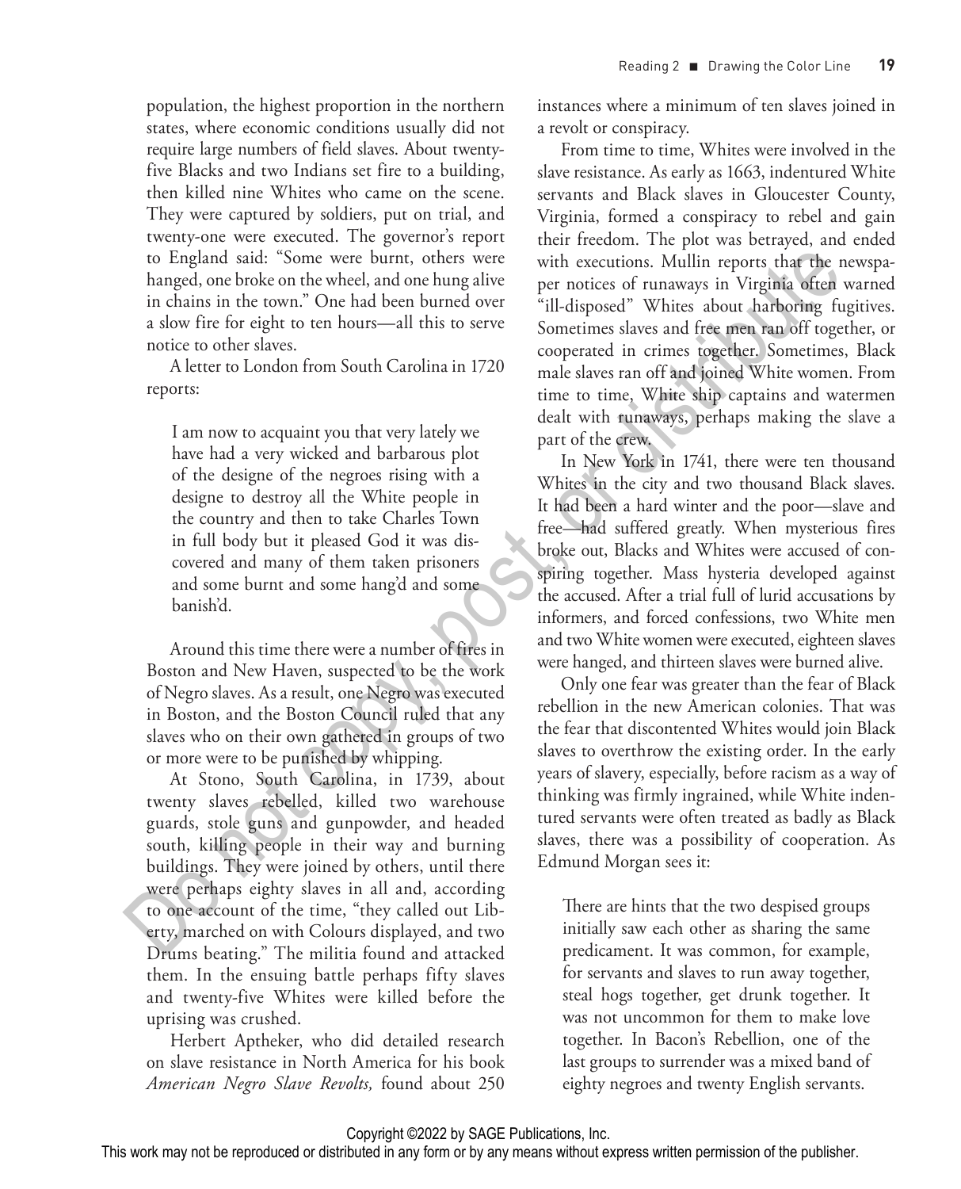population, the highest proportion in the northern states, where economic conditions usually did not require large numbers of field slaves. About twenty-five Blacks and two Indians set fire to a building, then killed nine Whites who came on the scene. They were captured by soldiers, put on trial, and twenty-one were executed. The governor's report to England said: "Some were burnt, others were hanged, one broke on the wheel, and one hung alive in chains in the town." One had been burned over a slow fire for eight to ten hours—all this to serve notice to other slaves.

A letter to London from South Carolina in 1720 reports:

> I am now to acquaint you that very lately we have had a very wicked and barbarous plot of the designe of the negroes rising with a designe to destroy all the White people in the country and then to take Charles Town in full body but it pleased God it was discovered and many of them taken prisoners and some burnt and some hang'd and some banish'd.

Around this time there were a number of fires in Boston and New Haven, suspected to be the work of Negro slaves. As a result, one Negro was executed in Boston, and the Boston Council ruled that any slaves who on their own gathered in groups of two or more were to be punished by whipping.

At Stono, South Carolina, in 1739, about twenty slaves rebelled, killed two warehouse guards, stole guns and gunpowder, and headed south, killing people in their way and burning buildings. They were joined by others, until there were perhaps eighty slaves in all and, according to one account of the time, "they called out Liberty, marched on with Colours displayed, and two Drums beating." The militia found and attacked them. In the ensuing battle perhaps fifty slaves and twenty-five Whites were killed before the uprising was crushed.

Herbert Aptheker, who did detailed research on slave resistance in North America for his book *American Negro Slave Revolts,* found about 250 instances where a minimum of ten slaves joined in a revolt or conspiracy.

From time to time, Whites were involved in the slave resistance. As early as 1663, indentured White servants and Black slaves in Gloucester County, Virginia, formed a conspiracy to rebel and gain their freedom. The plot was betrayed, and ended with executions. Mullin reports that the newspaper notices of runaways in Virginia often warned "ill-disposed" Whites about harboring fugitives. Sometimes slaves and free men ran off together, or cooperated in crimes together. Sometimes, Black male slaves ran off and joined White women. From time to time, White ship captains and watermen dealt with runaways, perhaps making the slave a part of the crew.

In New York in 1741, there were ten thousand Whites in the city and two thousand Black slaves. It had been a hard winter and the poor—slave and free—had suffered greatly. When mysterious fires broke out, Blacks and Whites were accused of conspiring together. Mass hysteria developed against the accused. After a trial full of lurid accusations by informers, and forced confessions, two White men and two White women were executed, eighteen slaves were hanged, and thirteen slaves were burned alive.

Only one fear was greater than the fear of Black rebellion in the new American colonies. That was the fear that discontented Whites would join Black slaves to overthrow the existing order. In the early years of slavery, especially, before racism as a way of thinking was firmly ingrained, while White indentured servants were often treated as badly as Black slaves, there was a possibility of cooperation. As Edmund Morgan sees it:

> There are hints that the two despised groups initially saw each other as sharing the same predicament. It was common, for example, for servants and slaves to run away together, steal hogs together, get drunk together. It was not uncommon for them to make love together. In Bacon's Rebellion, one of the last groups to surrender was a mixed band of eighty negroes and twenty English servants.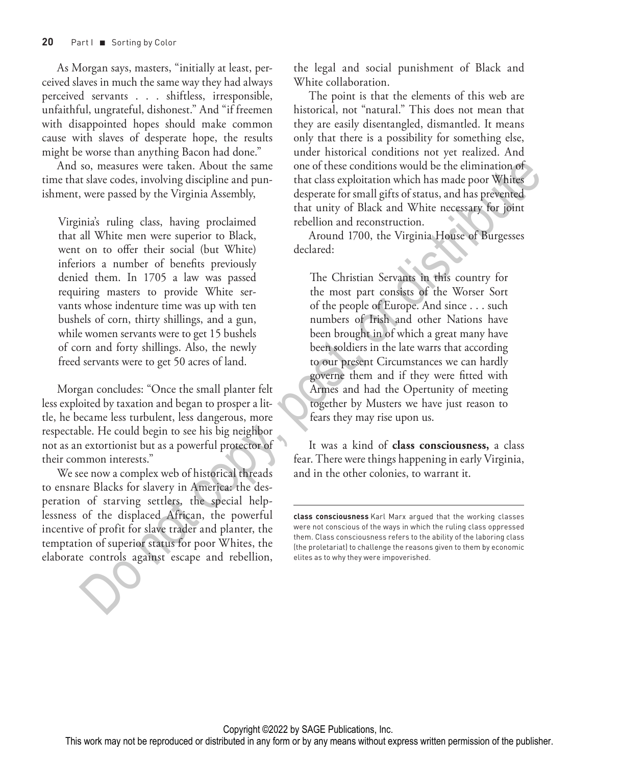As Morgan says, masters, "initially at least, perceived slaves in much the same way they had always perceived servants . . . shiftless, irresponsible, unfaithful, ungrateful, dishonest." And "if freemen with disappointed hopes should make common cause with slaves of desperate hope, the results might be worse than anything Bacon had done."

And so, measures were taken. About the same time that slave codes, involving discipline and punishment, were passed by the Virginia Assembly,

> Virginia's ruling class, having proclaimed that all White men were superior to Black, went on to offer their social (but White) inferiors a number of benefits previously denied them. In 1705 a law was passed requiring masters to provide White servants whose indenture time was up with ten bushels of corn, thirty shillings, and a gun, while women servants were to get 15 bushels of corn and forty shillings. Also, the newly freed servants were to get 50 acres of land.

Morgan concludes: "Once the small planter felt less exploited by taxation and began to prosper a little, he became less turbulent, less dangerous, more respectable. He could begin to see his big neighbor not as an extortionist but as a powerful protector of their common interests."

We see now a complex web of historical threads to ensnare Blacks for slavery in America: the desperation of starving settlers, the special helplessness of the displaced African, the powerful incentive of profit for slave trader and planter, the temptation of superior status for poor Whites, the elaborate controls against escape and rebellion, the legal and social punishment of Black and White collaboration.

The point is that the elements of this web are historical, not "natural." This does not mean that they are easily disentangled, dismantled. It means only that there is a possibility for something else, under historical conditions not yet realized. And one of these conditions would be the elimination of that class exploitation which has made poor Whites desperate for small gifts of status, and has prevented that unity of Black and White necessary for joint rebellion and reconstruction.

Around 1700, the Virginia House of Burgesses declared:

> The Christian Servants in this country for the most part consists of the Worser Sort of the people of Europe. And since . . . such numbers of Irish and other Nations have been brought in of which a great many have been soldiers in the late warrs that according to our present Circumstances we can hardly governe them and if they were fitted with Armes and had the Opertunity of meeting together by Musters we have just reason to fears they may rise upon us.

It was a kind of **class consciousness,** a class fear. There were things happening in early Virginia, and in the other colonies, to warrant it.

---

**class consciousness** Karl Marx argued that the working classes were not conscious of the ways in which the ruling class oppressed them. Class consciousness refers to the ability of the laboring class (the proletariat) to challenge the reasons given to them by economic elites as to why they were impoverished.